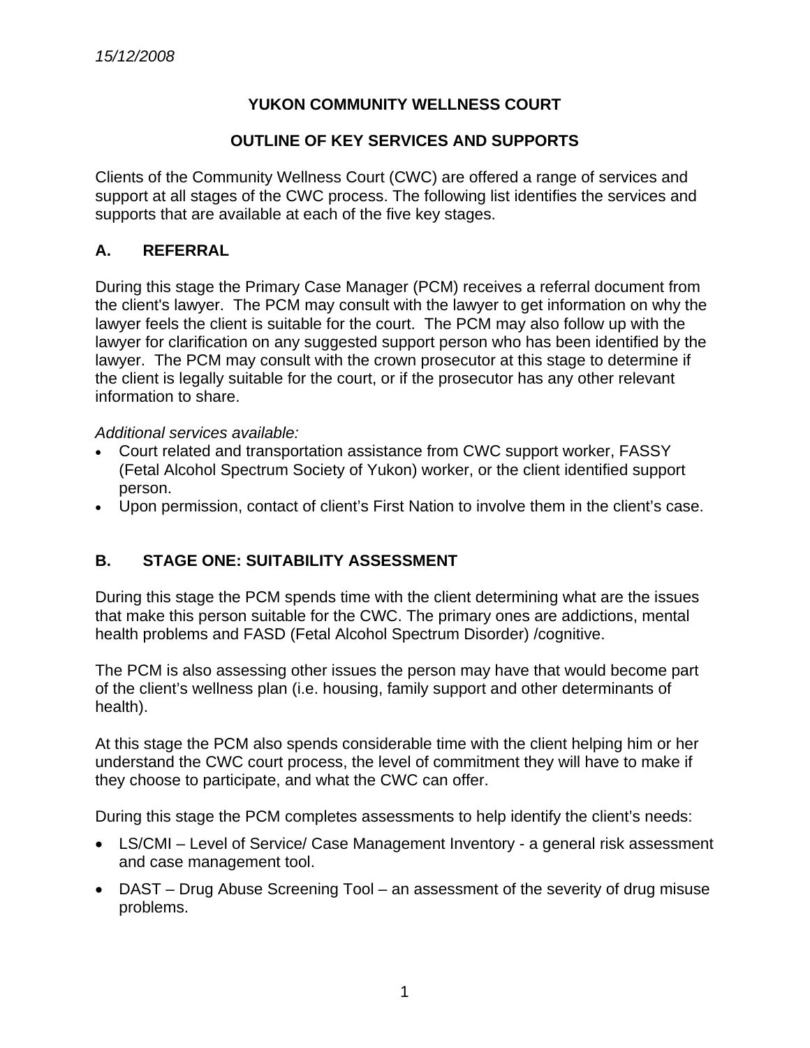*15/12/2008*

# YUKON COMMUNITY WELLNESS COURT

## OUTLINE OF KEY SERVICES AND SUPPORTS

Clients of the Community Wellness Court (CWC) are offered a range of services and support at all stages of the CWC process. The following list identifies the services and supports that are available at each of the five key stages.

## A. REFERRAL

During this stage the Primary Case Manager (PCM) receives a referral document from the client's lawyer. The PCM may consult with the lawyer to get information on why the lawyer feels the client is suitable for the court. The PCM may also follow up with the lawyer for clarification on any suggested support person who has been identified by the lawyer. The PCM may consult with the crown prosecutor at this stage to determine if the client is legally suitable for the court, or if the prosecutor has any other relevant information to share.

*Additional services available:*

- Court related and transportation assistance from CWC support worker, FASSY (Fetal Alcohol Spectrum Society of Yukon) worker, or the client identified support person.
- Upon permission, contact of client's First Nation to involve them in the client's case.

## B. STAGE ONE: SUITABILITY ASSESSMENT

During this stage the PCM spends time with the client determining what are the issues that make this person suitable for the CWC. The primary ones are addictions, mental health problems and FASD (Fetal Alcohol Spectrum Disorder) /cognitive.

The PCM is also assessing other issues the person may have that would become part of the client's wellness plan (i.e. housing, family support and other determinants of health).

At this stage the PCM also spends considerable time with the client helping him or her understand the CWC court process, the level of commitment they will have to make if they choose to participate, and what the CWC can offer.

During this stage the PCM completes assessments to help identify the client's needs:

- LS/CMI – Level of Service/ Case Management Inventory - a general risk assessment and case management tool.
- DAST – Drug Abuse Screening Tool – an assessment of the severity of drug misuse problems.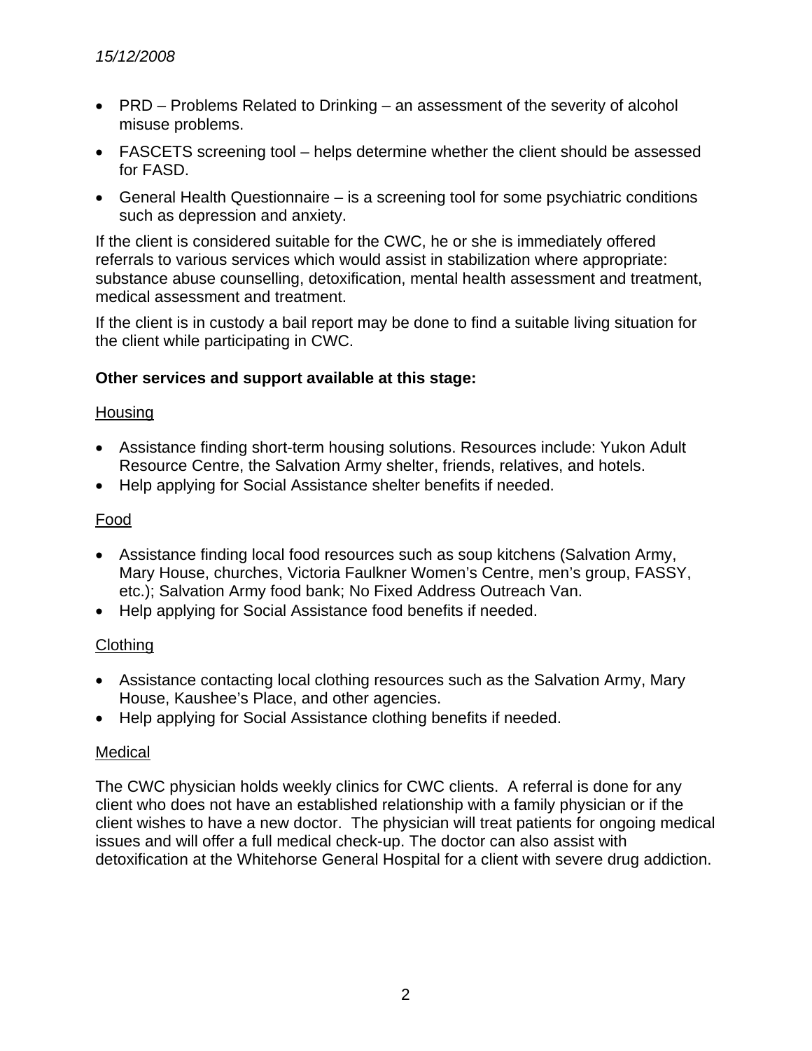- PRD – Problems Related to Drinking – an assessment of the severity of alcohol misuse problems.
- FASCETS screening tool – helps determine whether the client should be assessed for FASD.
- General Health Questionnaire – is a screening tool for some psychiatric conditions such as depression and anxiety.

If the client is considered suitable for the CWC, he or she is immediately offered referrals to various services which would assist in stabilization where appropriate: substance abuse counselling, detoxification, mental health assessment and treatment, medical assessment and treatment.

If the client is in custody a bail report may be done to find a suitable living situation for the client while participating in CWC.

**Other services and support available at this stage:**

<u>Housing</u>

- Assistance finding short-term housing solutions. Resources include: Yukon Adult Resource Centre, the Salvation Army shelter, friends, relatives, and hotels.
- Help applying for Social Assistance shelter benefits if needed.

<u>Food</u>

- Assistance finding local food resources such as soup kitchens (Salvation Army, Mary House, churches, Victoria Faulkner Women's Centre, men's group, FASSY, etc.); Salvation Army food bank; No Fixed Address Outreach Van.
- Help applying for Social Assistance food benefits if needed.

<u>Clothing</u>

- Assistance contacting local clothing resources such as the Salvation Army, Mary House, Kaushee's Place, and other agencies.
- Help applying for Social Assistance clothing benefits if needed.

<u>Medical</u>

The CWC physician holds weekly clinics for CWC clients. A referral is done for any client who does not have an established relationship with a family physician or if the client wishes to have a new doctor. The physician will treat patients for ongoing medical issues and will offer a full medical check-up. The doctor can also assist with detoxification at the Whitehorse General Hospital for a client with severe drug addiction.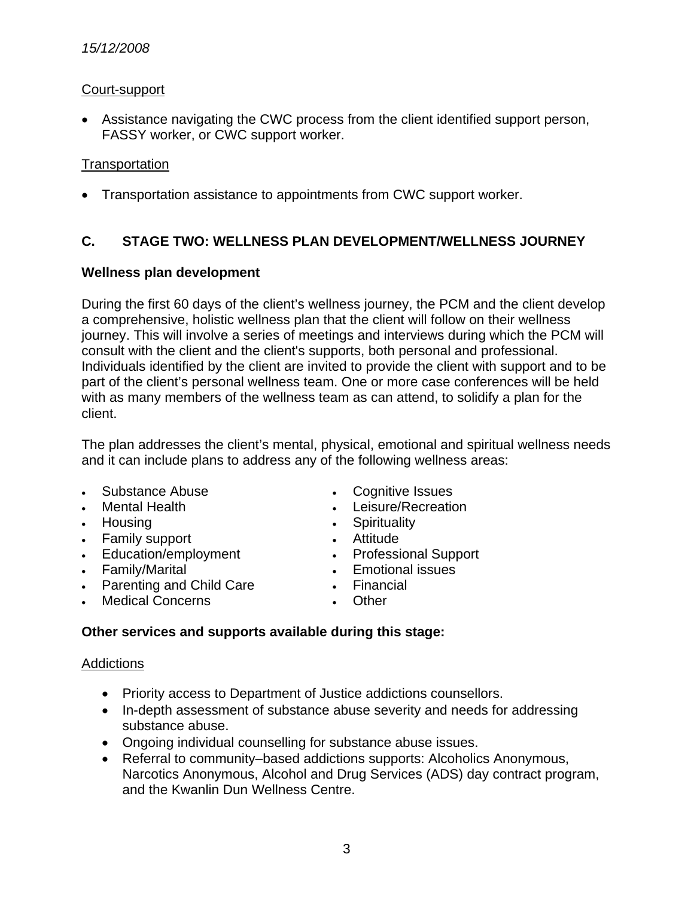*15/12/2008*

Court-support

- Assistance navigating the CWC process from the client identified support person, FASSY worker, or CWC support worker.

Transportation

- Transportation assistance to appointments from CWC support worker.

## C. STAGE TWO: WELLNESS PLAN DEVELOPMENT/WELLNESS JOURNEY

**Wellness plan development**

During the first 60 days of the client's wellness journey, the PCM and the client develop a comprehensive, holistic wellness plan that the client will follow on their wellness journey. This will involve a series of meetings and interviews during which the PCM will consult with the client and the client's supports, both personal and professional. Individuals identified by the client are invited to provide the client with support and to be part of the client's personal wellness team. One or more case conferences will be held with as many members of the wellness team as can attend, to solidify a plan for the client.

The plan addresses the client's mental, physical, emotional and spiritual wellness needs and it can include plans to address any of the following wellness areas:

- Substance Abuse
- Mental Health
- Housing
- Family support
- Education/employment
- Family/Marital
- Parenting and Child Care
- Medical Concerns
- Cognitive Issues
- Leisure/Recreation
- Spirituality
- Attitude
- Professional Support
- Emotional issues
- Financial
- Other

**Other services and supports available during this stage:**

Addictions

- Priority access to Department of Justice addictions counsellors.
- In-depth assessment of substance abuse severity and needs for addressing substance abuse.
- Ongoing individual counselling for substance abuse issues.
- Referral to community–based addictions supports: Alcoholics Anonymous, Narcotics Anonymous, Alcohol and Drug Services (ADS) day contract program, and the Kwanlin Dun Wellness Centre.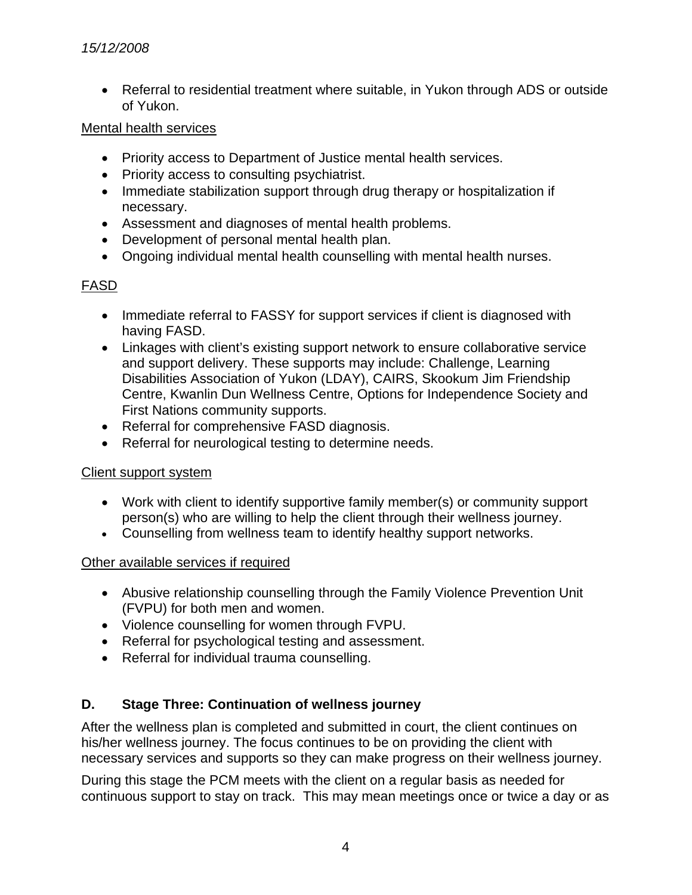- Referral to residential treatment where suitable, in Yukon through ADS or outside of Yukon.

Mental health services

- Priority access to Department of Justice mental health services.
- Priority access to consulting psychiatrist.
- Immediate stabilization support through drug therapy or hospitalization if necessary.
- Assessment and diagnoses of mental health problems.
- Development of personal mental health plan.
- Ongoing individual mental health counselling with mental health nurses.

FASD

- Immediate referral to FASSY for support services if client is diagnosed with having FASD.
- Linkages with client's existing support network to ensure collaborative service and support delivery. These supports may include: Challenge, Learning Disabilities Association of Yukon (LDAY), CAIRS, Skookum Jim Friendship Centre, Kwanlin Dun Wellness Centre, Options for Independence Society and First Nations community supports.
- Referral for comprehensive FASD diagnosis.
- Referral for neurological testing to determine needs.

Client support system

- Work with client to identify supportive family member(s) or community support person(s) who are willing to help the client through their wellness journey.
- Counselling from wellness team to identify healthy support networks.

Other available services if required

- Abusive relationship counselling through the Family Violence Prevention Unit (FVPU) for both men and women.
- Violence counselling for women through FVPU.
- Referral for psychological testing and assessment.
- Referral for individual trauma counselling.

## D. Stage Three: Continuation of wellness journey

After the wellness plan is completed and submitted in court, the client continues on his/her wellness journey. The focus continues to be on providing the client with necessary services and supports so they can make progress on their wellness journey.

During this stage the PCM meets with the client on a regular basis as needed for continuous support to stay on track. This may mean meetings once or twice a day or as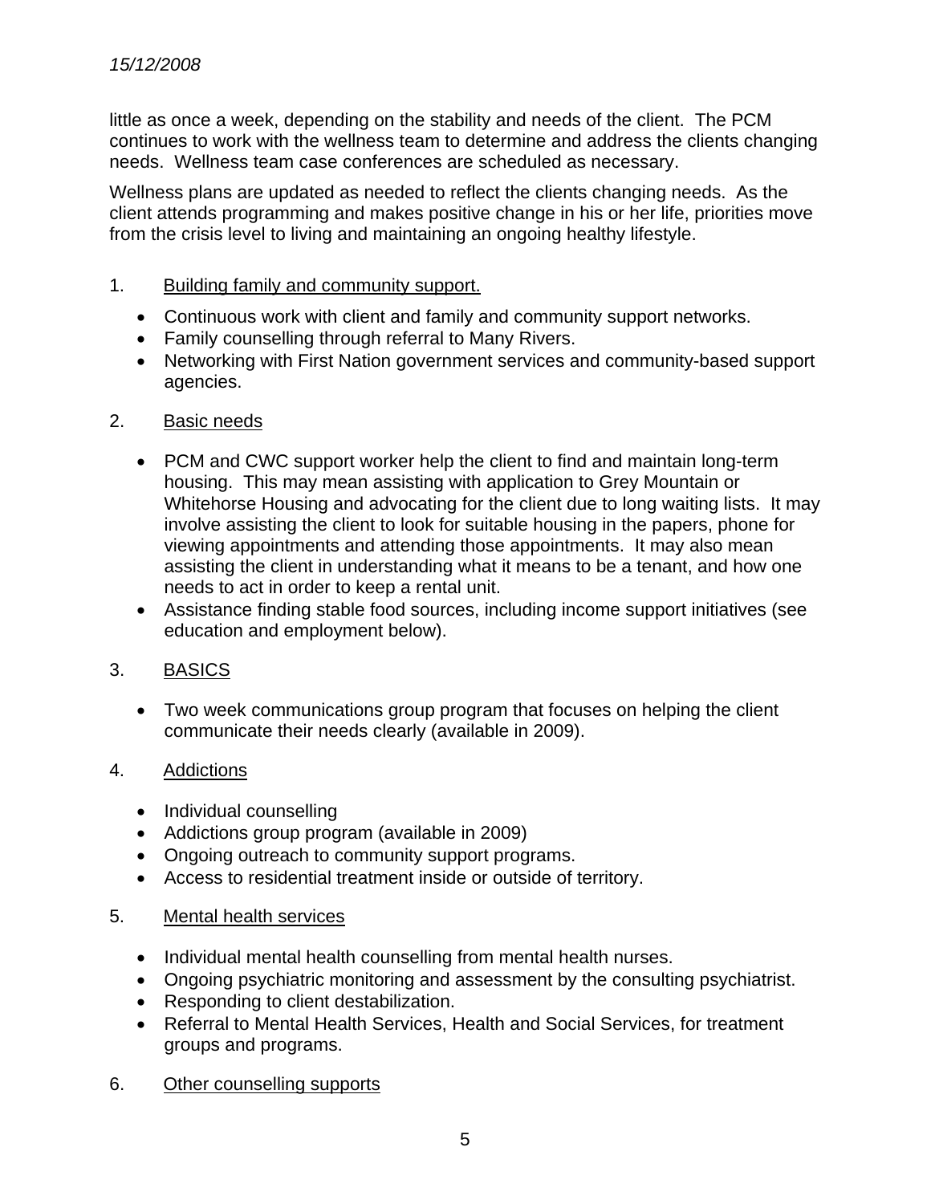little as once a week, depending on the stability and needs of the client. The PCM continues to work with the wellness team to determine and address the clients changing needs. Wellness team case conferences are scheduled as necessary.

Wellness plans are updated as needed to reflect the clients changing needs. As the client attends programming and makes positive change in his or her life, priorities move from the crisis level to living and maintaining an ongoing healthy lifestyle.

1. Building family and community support.

- Continuous work with client and family and community support networks.
- Family counselling through referral to Many Rivers.
- Networking with First Nation government services and community-based support agencies.

2. Basic needs

- PCM and CWC support worker help the client to find and maintain long-term housing. This may mean assisting with application to Grey Mountain or Whitehorse Housing and advocating for the client due to long waiting lists. It may involve assisting the client to look for suitable housing in the papers, phone for viewing appointments and attending those appointments. It may also mean assisting the client in understanding what it means to be a tenant, and how one needs to act in order to keep a rental unit.
- Assistance finding stable food sources, including income support initiatives (see education and employment below).

3. BASICS

- Two week communications group program that focuses on helping the client communicate their needs clearly (available in 2009).

4. Addictions

- Individual counselling
- Addictions group program (available in 2009)
- Ongoing outreach to community support programs.
- Access to residential treatment inside or outside of territory.

5. Mental health services

- Individual mental health counselling from mental health nurses.
- Ongoing psychiatric monitoring and assessment by the consulting psychiatrist.
- Responding to client destabilization.
- Referral to Mental Health Services, Health and Social Services, for treatment groups and programs.

6. Other counselling supports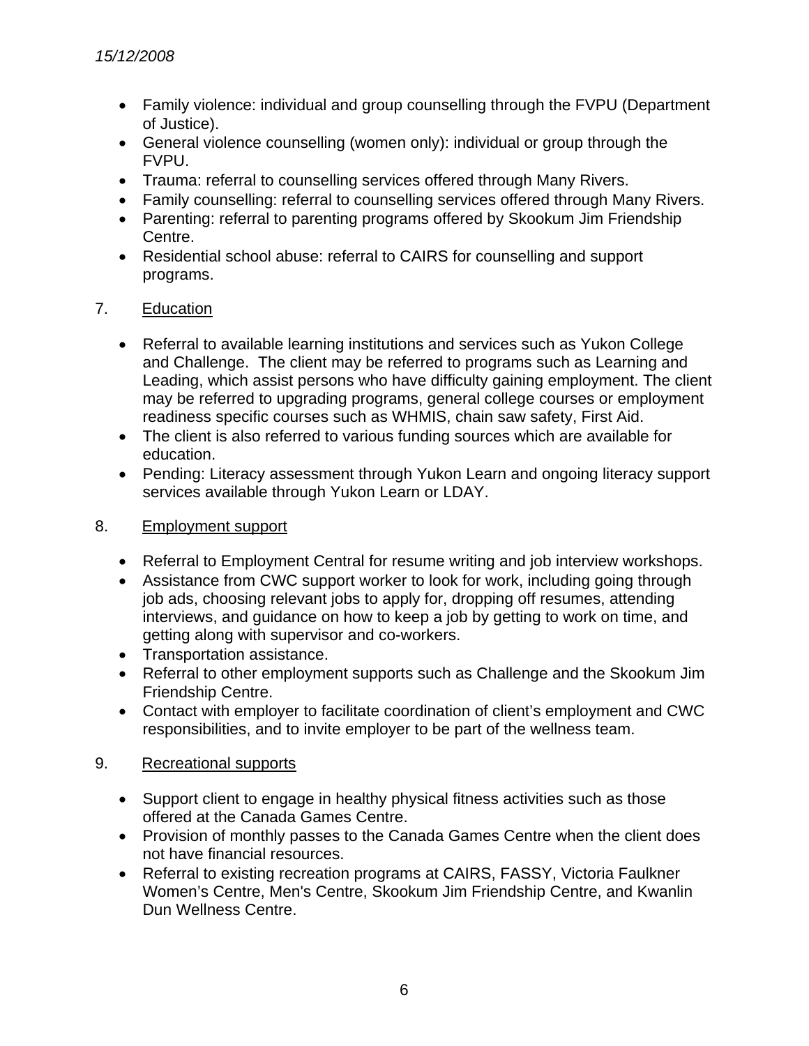- Family violence: individual and group counselling through the FVPU (Department of Justice).
- General violence counselling (women only): individual or group through the FVPU.
- Trauma: referral to counselling services offered through Many Rivers.
- Family counselling: referral to counselling services offered through Many Rivers.
- Parenting: referral to parenting programs offered by Skookum Jim Friendship Centre.
- Residential school abuse: referral to CAIRS for counselling and support programs.

7. <u>Education</u>

- Referral to available learning institutions and services such as Yukon College and Challenge. The client may be referred to programs such as Learning and Leading, which assist persons who have difficulty gaining employment. The client may be referred to upgrading programs, general college courses or employment readiness specific courses such as WHMIS, chain saw safety, First Aid.
- The client is also referred to various funding sources which are available for education.
- Pending: Literacy assessment through Yukon Learn and ongoing literacy support services available through Yukon Learn or LDAY.

8. <u>Employment support</u>

- Referral to Employment Central for resume writing and job interview workshops.
- Assistance from CWC support worker to look for work, including going through job ads, choosing relevant jobs to apply for, dropping off resumes, attending interviews, and guidance on how to keep a job by getting to work on time, and getting along with supervisor and co-workers.
- Transportation assistance.
- Referral to other employment supports such as Challenge and the Skookum Jim Friendship Centre.
- Contact with employer to facilitate coordination of client's employment and CWC responsibilities, and to invite employer to be part of the wellness team.

9. <u>Recreational supports</u>

- Support client to engage in healthy physical fitness activities such as those offered at the Canada Games Centre.
- Provision of monthly passes to the Canada Games Centre when the client does not have financial resources.
- Referral to existing recreation programs at CAIRS, FASSY, Victoria Faulkner Women's Centre, Men's Centre, Skookum Jim Friendship Centre, and Kwanlin Dun Wellness Centre.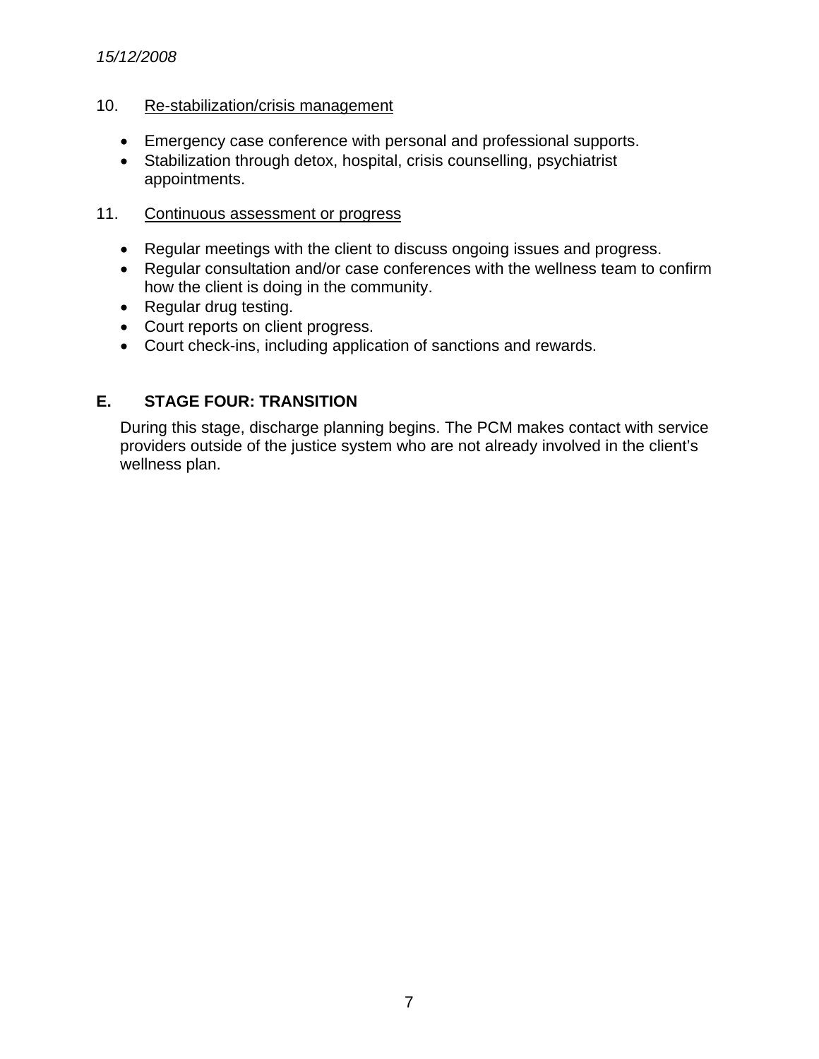10. Re-stabilization/crisis management

- Emergency case conference with personal and professional supports.
- Stabilization through detox, hospital, crisis counselling, psychiatrist appointments.

11. Continuous assessment or progress

- Regular meetings with the client to discuss ongoing issues and progress.
- Regular consultation and/or case conferences with the wellness team to confirm how the client is doing in the community.
- Regular drug testing.
- Court reports on client progress.
- Court check-ins, including application of sanctions and rewards.

## E. STAGE FOUR: TRANSITION

During this stage, discharge planning begins. The PCM makes contact with service providers outside of the justice system who are not already involved in the client's wellness plan.